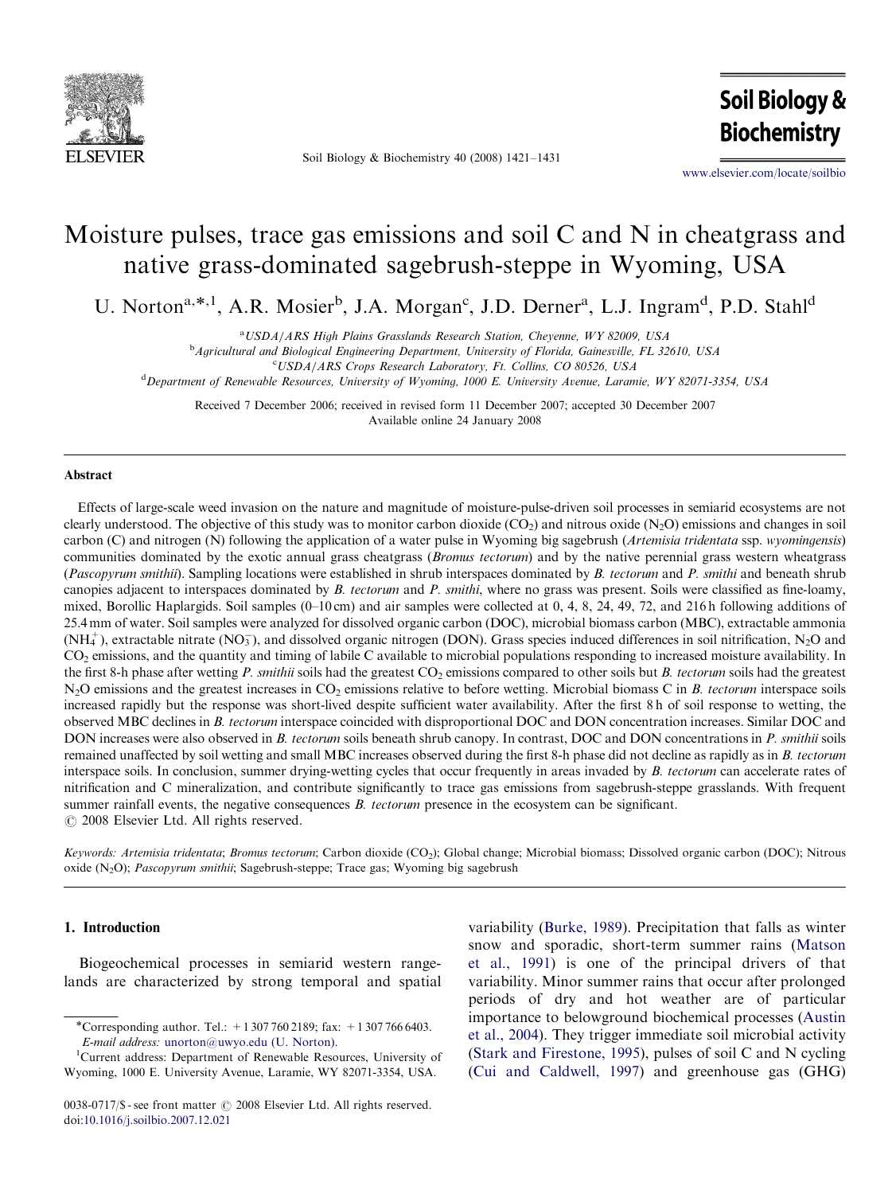# Moisture pulses, trace gas emissions and soil C and N in cheatgrass and native grass-dominated sagebrush-steppe in Wyoming, USA

U. Norton[a,*,1], A.R. Mosier[b], J.A. Morgan[c], J.D. Derner[a], L.J. Ingram[d], P.D. Stahl[d]

[a]USDA/ARS High Plains Grasslands Research Station, Cheyenne, WY 82009, USA

[b]Agricultural and Biological Engineering Department, University of Florida, Gainesville, FL 32610, USA

[c]USDA/ARS Crops Research Laboratory, Ft. Collins, CO 80526, USA

[d]Department of Renewable Resources, University of Wyoming, 1000 E. University Avenue, Laramie, WY 82071-3354, USA

Received 7 December 2006; received in revised form 11 December 2007; accepted 30 December 2007

Available online 24 January 2008

## Abstract

Effects of large-scale weed invasion on the nature and magnitude of moisture-pulse-driven soil processes in semiarid ecosystems are not clearly understood. The objective of this study was to monitor carbon dioxide ($CO_2$) and nitrous oxide ($N_2O$) emissions and changes in soil carbon (C) and nitrogen (N) following the application of a water pulse in Wyoming big sagebrush (*Artemisia tridentata* ssp. *wyomingensis*) communities dominated by the exotic annual grass cheatgrass (*Bromus tectorum*) and by the native perennial grass western wheatgrass (*Pascopyrum smithii*). Sampling locations were established in shrub interspaces dominated by *B. tectorum* and *P. smithi* and beneath shrub canopies adjacent to interspaces dominated by *B. tectorum* and *P. smithi*, where no grass was present. Soils were classified as fine-loamy, mixed, Borollic Haplargids. Soil samples (0–10 cm) and air samples were collected at 0, 4, 8, 24, 49, 72, and 216 h following additions of 25.4 mm of water. Soil samples were analyzed for dissolved organic carbon (DOC), microbial biomass carbon (MBC), extractable ammonia ($NH_4^+$), extractable nitrate ($NO_3^-$), and dissolved organic nitrogen (DON). Grass species induced differences in soil nitrification, $N_2O$ and $CO_2$ emissions, and the quantity and timing of labile C available to microbial populations responding to increased moisture availability. In the first 8-h phase after wetting *P. smithii* soils had the greatest $CO_2$ emissions compared to other soils but *B. tectorum* soils had the greatest $N_2O$ emissions and the greatest increases in $CO_2$ emissions relative to before wetting. Microbial biomass C in *B. tectorum* interspace soils increased rapidly but the response was short-lived despite sufficient water availability. After the first 8 h of soil response to wetting, the observed MBC declines in *B. tectorum* interspace coincided with disproportional DOC and DON concentration increases. Similar DOC and DON increases were also observed in *B. tectorum* soils beneath shrub canopy. In contrast, DOC and DON concentrations in *P. smithii* soils remained unaffected by soil wetting and small MBC increases observed during the first 8-h phase did not decline as rapidly as in *B. tectorum* interspace soils. In conclusion, summer drying-wetting cycles that occur frequently in areas invaded by *B. tectorum* can accelerate rates of nitrification and C mineralization, and contribute significantly to trace gas emissions from sagebrush-steppe grasslands. With frequent summer rainfall events, the negative consequences *B. tectorum* presence in the ecosystem can be significant.

© 2008 Elsevier Ltd. All rights reserved.

*Keywords:* *Artemisia tridentata*; *Bromus tectorum*; Carbon dioxide ($CO_2$); Global change; Microbial biomass; Dissolved organic carbon (DOC); Nitrous oxide ($N_2O$); *Pascopyrum smithii*; Sagebrush-steppe; Trace gas; Wyoming big sagebrush

## 1. Introduction

Biogeochemical processes in semiarid western rangelands are characterized by strong temporal and spatial variability (Burke, 1989). Precipitation that falls as winter snow and sporadic, short-term summer rains (Matson et al., 1991) is one of the principal drivers of that variability. Minor summer rains that occur after prolonged periods of dry and hot weather are of particular importance to belowground biochemical processes (Austin et al., 2004). They trigger immediate soil microbial activity (Stark and Firestone, 1995), pulses of soil C and N cycling (Cui and Caldwell, 1997) and greenhouse gas (GHG)

*Corresponding author. Tel.: +1 307 760 2189; fax: +1 307 766 6403. E-mail address: unorton@uwyo.edu (U. Norton).

[1]Current address: Department of Renewable Resources, University of Wyoming, 1000 E. University Avenue, Laramie, WY 82071-3354, USA.

0038-0717/$ - see front matter © 2008 Elsevier Ltd. All rights reserved.
doi:10.1016/j.soilbio.2007.12.021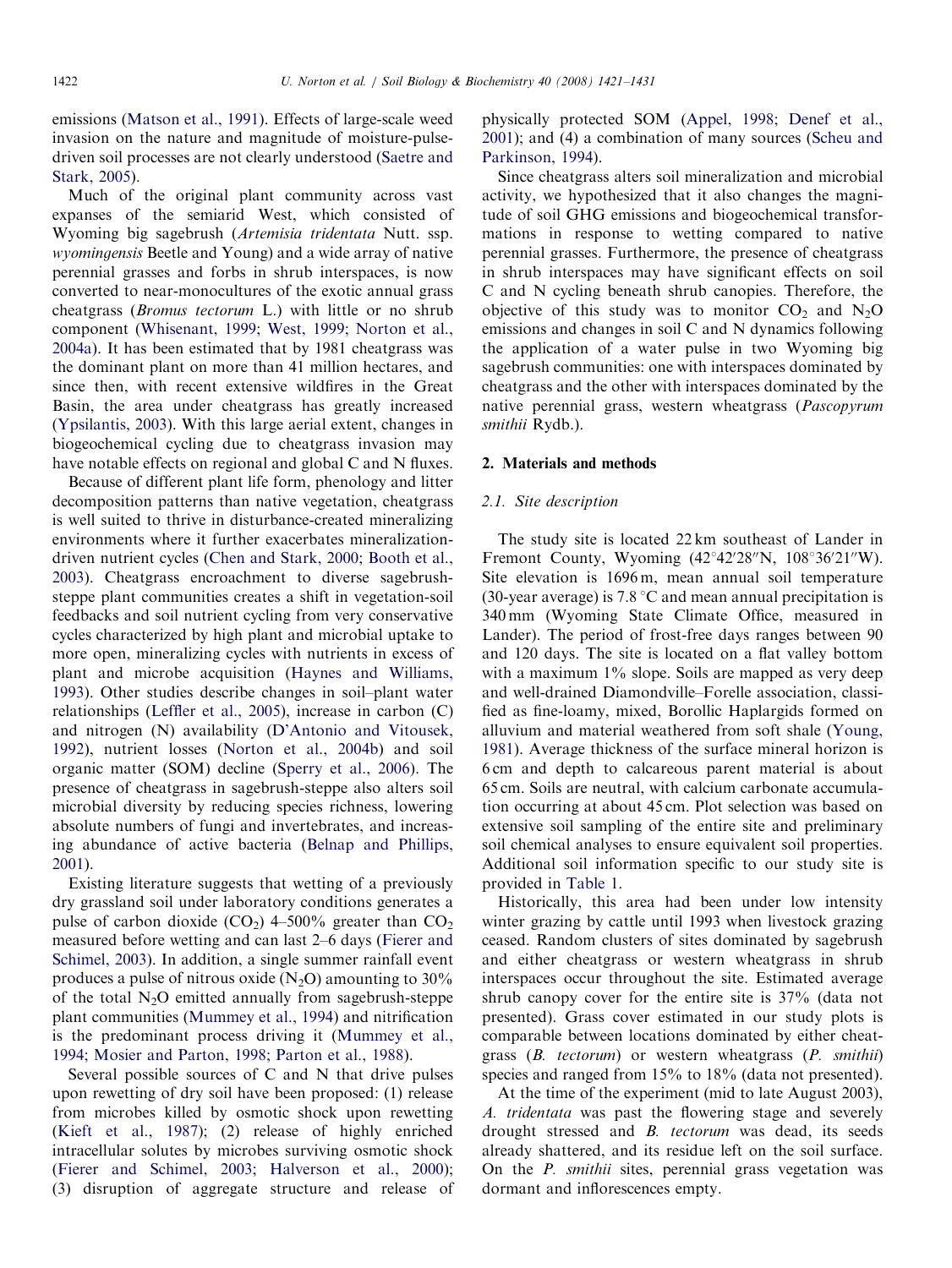emissions (Matson et al., 1991). Effects of large-scale weed invasion on the nature and magnitude of moisture-pulse-driven soil processes are not clearly understood (Saetre and Stark, 2005).

Much of the original plant community across vast expanses of the semiarid West, which consisted of Wyoming big sagebrush (*Artemisia tridentata* Nutt. ssp. *wyomingensis* Beetle and Young) and a wide array of native perennial grasses and forbs in shrub interspaces, is now converted to near-monocultures of the exotic annual grass cheatgrass (*Bromus tectorum* L.) with little or no shrub component (Whisenant, 1999; West, 1999; Norton et al., 2004a). It has been estimated that by 1981 cheatgrass was the dominant plant on more than 41 million hectares, and since then, with recent extensive wildfires in the Great Basin, the area under cheatgrass has greatly increased (Ypsilantis, 2003). With this large aerial extent, changes in biogeochemical cycling due to cheatgrass invasion may have notable effects on regional and global C and N fluxes.

Because of different plant life form, phenology and litter decomposition patterns than native vegetation, cheatgrass is well suited to thrive in disturbance-created mineralizing environments where it further exacerbates mineralization-driven nutrient cycles (Chen and Stark, 2000; Booth et al., 2003). Cheatgrass encroachment to diverse sagebrush-steppe plant communities creates a shift in vegetation-soil feedbacks and soil nutrient cycling from very conservative cycles characterized by high plant and microbial uptake to more open, mineralizing cycles with nutrients in excess of plant and microbe acquisition (Haynes and Williams, 1993). Other studies describe changes in soil–plant water relationships (Leffler et al., 2005), increase in carbon (C) and nitrogen (N) availability (D'Antonio and Vitousek, 1992), nutrient losses (Norton et al., 2004b) and soil organic matter (SOM) decline (Sperry et al., 2006). The presence of cheatgrass in sagebrush-steppe also alters soil microbial diversity by reducing species richness, lowering absolute numbers of fungi and invertebrates, and increasing abundance of active bacteria (Belnap and Phillips, 2001).

Existing literature suggests that wetting of a previously dry grassland soil under laboratory conditions generates a pulse of carbon dioxide ($CO_2$) 4–500% greater than $CO_2$ measured before wetting and can last 2–6 days (Fierer and Schimel, 2003). In addition, a single summer rainfall event produces a pulse of nitrous oxide ($N_2O$) amounting to 30% of the total $N_2O$ emitted annually from sagebrush-steppe plant communities (Mummey et al., 1994) and nitrification is the predominant process driving it (Mummey et al., 1994; Mosier and Parton, 1998; Parton et al., 1988).

Several possible sources of C and N that drive pulses upon rewetting of dry soil have been proposed: (1) release from microbes killed by osmotic shock upon rewetting (Kieft et al., 1987); (2) release of highly enriched intracellular solutes by microbes surviving osmotic shock (Fierer and Schimel, 2003; Halverson et al., 2000); (3) disruption of aggregate structure and release of physically protected SOM (Appel, 1998; Denef et al., 2001); and (4) a combination of many sources (Scheu and Parkinson, 1994).

Since cheatgrass alters soil mineralization and microbial activity, we hypothesized that it also changes the magnitude of soil GHG emissions and biogeochemical transformations in response to wetting compared to native perennial grasses. Furthermore, the presence of cheatgrass in shrub interspaces may have significant effects on soil C and N cycling beneath shrub canopies. Therefore, the objective of this study was to monitor $CO_2$ and $N_2O$ emissions and changes in soil C and N dynamics following the application of a water pulse in two Wyoming big sagebrush communities: one with interspaces dominated by cheatgrass and the other with interspaces dominated by the native perennial grass, western wheatgrass (*Pascopyrum smithii* Rydb.).

## 2. Materials and methods

### 2.1. Site description

The study site is located 22 km southeast of Lander in Fremont County, Wyoming (42°42′28″N, 108°36′21″W). Site elevation is 1696 m, mean annual soil temperature (30-year average) is 7.8 °C and mean annual precipitation is 340 mm (Wyoming State Climate Office, measured in Lander). The period of frost-free days ranges between 90 and 120 days. The site is located on a flat valley bottom with a maximum 1% slope. Soils are mapped as very deep and well-drained Diamondville–Forelle association, classified as fine-loamy, mixed, Borollic Haplargids formed on alluvium and material weathered from soft shale (Young, 1981). Average thickness of the surface mineral horizon is 6 cm and depth to calcareous parent material is about 65 cm. Soils are neutral, with calcium carbonate accumulation occurring at about 45 cm. Plot selection was based on extensive soil sampling of the entire site and preliminary soil chemical analyses to ensure equivalent soil properties. Additional soil information specific to our study site is provided in Table 1.

Historically, this area had been under low intensity winter grazing by cattle until 1993 when livestock grazing ceased. Random clusters of sites dominated by sagebrush and either cheatgrass or western wheatgrass in shrub interspaces occur throughout the site. Estimated average shrub canopy cover for the entire site is 37% (data not presented). Grass cover estimated in our study plots is comparable between locations dominated by either cheatgrass (*B. tectorum*) or western wheatgrass (*P. smithii*) species and ranged from 15% to 18% (data not presented).

At the time of the experiment (mid to late August 2003), *A. tridentata* was past the flowering stage and severely drought stressed and *B. tectorum* was dead, its seeds already shattered, and its residue left on the soil surface. On the *P. smithii* sites, perennial grass vegetation was dormant and inflorescences empty.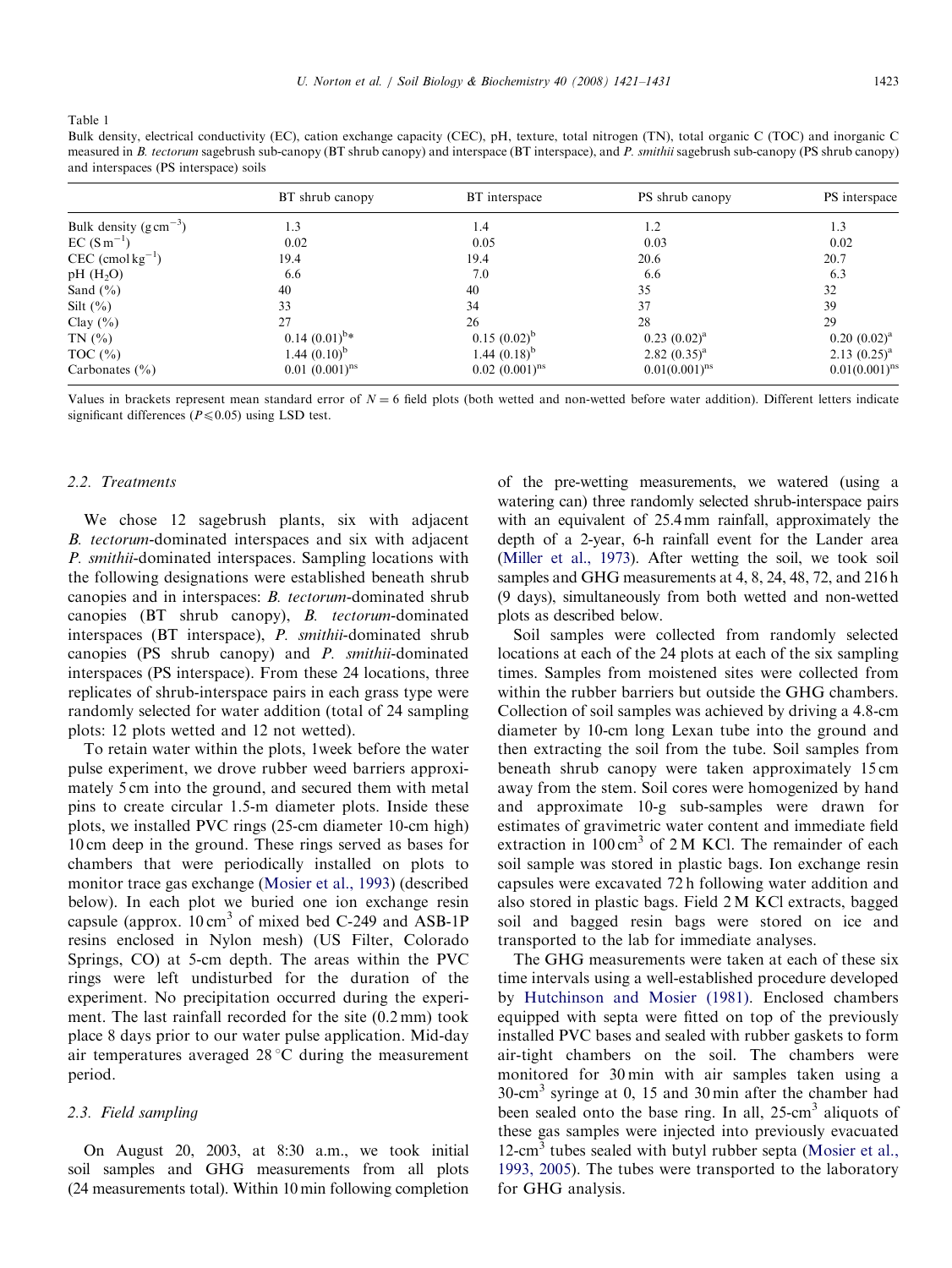Table 1
Bulk density, electrical conductivity (EC), cation exchange capacity (CEC), pH, texture, total nitrogen (TN), total organic C (TOC) and inorganic C measured in *B. tectorum* sagebrush sub-canopy (BT shrub canopy) and interspace (BT interspace), and *P. smithii* sagebrush sub-canopy (PS shrub canopy) and interspaces (PS interspace) soils

| | BT shrub canopy | BT interspace | PS shrub canopy | PS interspace |
|---|---|---|---|---|
| Bulk density ($g\,cm^{-3}$) | 1.3 | 1.4 | 1.2 | 1.3 |
| EC ($S\,m^{-1}$) | 0.02 | 0.05 | 0.03 | 0.02 |
| CEC ($cmol\,kg^{-1}$) | 19.4 | 19.4 | 20.6 | 20.7 |
| pH ($H_2O$) | 6.6 | 7.0 | 6.6 | 6.3 |
| Sand (%) | 40 | 40 | 35 | 32 |
| Silt (%) | 33 | 34 | 37 | 39 |
| Clay (%) | 27 | 26 | 28 | 29 |
| TN (%) | 0.14 (0.01)$^{b}$* | 0.15 (0.02)$^{b}$ | 0.23 (0.02)$^{a}$ | 0.20 (0.02)$^{a}$ |
| TOC (%) | 1.44 (0.10)$^{b}$ | 1.44 (0.18)$^{b}$ | 2.82 (0.35)$^{a}$ | 2.13 (0.25)$^{a}$ |
| Carbonates (%) | 0.01 (0.001)$^{ns}$ | 0.02 (0.001)$^{ns}$ | 0.01(0.001)$^{ns}$ | 0.01(0.001)$^{ns}$ |

Values in brackets represent mean standard error of $N = 6$ field plots (both wetted and non-wetted before water addition). Different letters indicate significant differences ($P \leq 0.05$) using LSD test.

### 2.2. Treatments

We chose 12 sagebrush plants, six with adjacent *B. tectorum*-dominated interspaces and six with adjacent *P. smithii*-dominated interspaces. Sampling locations with the following designations were established beneath shrub canopies and in interspaces: *B. tectorum*-dominated shrub canopies (BT shrub canopy), *B. tectorum*-dominated interspaces (BT interspace), *P. smithii*-dominated shrub canopies (PS shrub canopy) and *P. smithii*-dominated interspaces (PS interspace). From these 24 locations, three replicates of shrub-interspace pairs in each grass type were randomly selected for water addition (total of 24 sampling plots: 12 plots wetted and 12 not wetted).

To retain water within the plots, 1week before the water pulse experiment, we drove rubber weed barriers approximately 5 cm into the ground, and secured them with metal pins to create circular 1.5-m diameter plots. Inside these plots, we installed PVC rings (25-cm diameter 10-cm high) 10 cm deep in the ground. These rings served as bases for chambers that were periodically installed on plots to monitor trace gas exchange (Mosier et al., 1993) (described below). In each plot we buried one ion exchange resin capsule (approx. 10 $cm^3$ of mixed bed C-249 and ASB-1P resins enclosed in Nylon mesh) (US Filter, Colorado Springs, CO) at 5-cm depth. The areas within the PVC rings were left undisturbed for the duration of the experiment. No precipitation occurred during the experiment. The last rainfall recorded for the site (0.2 mm) took place 8 days prior to our water pulse application. Mid-day air temperatures averaged 28 °C during the measurement period.

### 2.3. Field sampling

On August 20, 2003, at 8:30 a.m., we took initial soil samples and GHG measurements from all plots (24 measurements total). Within 10 min following completion of the pre-wetting measurements, we watered (using a watering can) three randomly selected shrub-interspace pairs with an equivalent of 25.4 mm rainfall, approximately the depth of a 2-year, 6-h rainfall event for the Lander area (Miller et al., 1973). After wetting the soil, we took soil samples and GHG measurements at 4, 8, 24, 48, 72, and 216 h (9 days), simultaneously from both wetted and non-wetted plots as described below.

Soil samples were collected from randomly selected locations at each of the 24 plots at each of the six sampling times. Samples from moistened sites were collected from within the rubber barriers but outside the GHG chambers. Collection of soil samples was achieved by driving a 4.8-cm diameter by 10-cm long Lexan tube into the ground and then extracting the soil from the tube. Soil samples from beneath shrub canopy were taken approximately 15 cm away from the stem. Soil cores were homogenized by hand and approximate 10-g sub-samples were drawn for estimates of gravimetric water content and immediate field extraction in 100 $cm^3$ of 2 M KCl. The remainder of each soil sample was stored in plastic bags. Ion exchange resin capsules were excavated 72 h following water addition and also stored in plastic bags. Field 2 M KCl extracts, bagged soil and bagged resin bags were stored on ice and transported to the lab for immediate analyses.

The GHG measurements were taken at each of these six time intervals using a well-established procedure developed by Hutchinson and Mosier (1981). Enclosed chambers equipped with septa were fitted on top of the previously installed PVC bases and sealed with rubber gaskets to form air-tight chambers on the soil. The chambers were monitored for 30 min with air samples taken using a 30-$cm^3$ syringe at 0, 15 and 30 min after the chamber had been sealed onto the base ring. In all, 25-$cm^3$ aliquots of these gas samples were injected into previously evacuated 12-$cm^3$ tubes sealed with butyl rubber septa (Mosier et al., 1993, 2005). The tubes were transported to the laboratory for GHG analysis.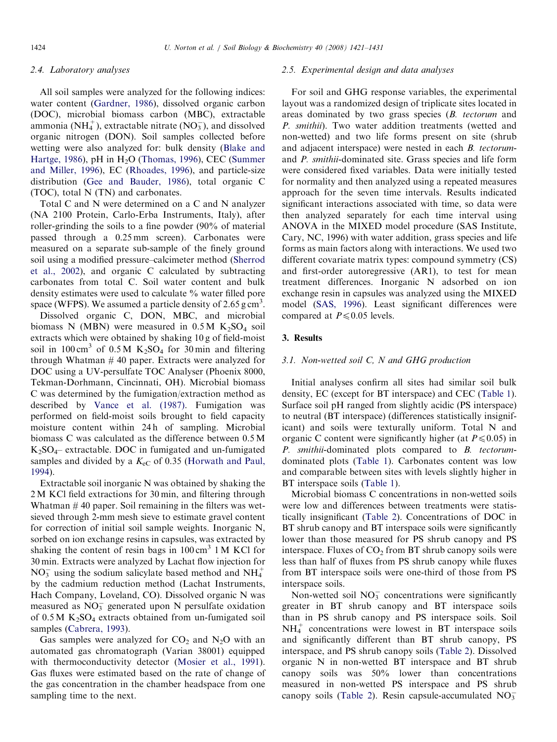### 2.4. Laboratory analyses

All soil samples were analyzed for the following indices: water content (Gardner, 1986), dissolved organic carbon (DOC), microbial biomass carbon (MBC), extractable ammonia ($NH_4^+$), extractable nitrate ($NO_3^-$), and dissolved organic nitrogen (DON). Soil samples collected before wetting were also analyzed for: bulk density (Blake and Hartge, 1986), pH in $H_2O$ (Thomas, 1996), CEC (Summer and Miller, 1996), EC (Rhoades, 1996), and particle-size distribution (Gee and Bauder, 1986), total organic C (TOC), total N (TN) and carbonates.

Total C and N were determined on a C and N analyzer (NA 2100 Protein, Carlo-Erba Instruments, Italy), after roller-grinding the soils to a fine powder (90% of material passed through a 0.25 mm screen). Carbonates were measured on a separate sub-sample of the finely ground soil using a modified pressure–calcimeter method (Sherrod et al., 2002), and organic C calculated by subtracting carbonates from total C. Soil water content and bulk density estimates were used to calculate % water filled pore space (WFPS). We assumed a particle density of 2.65 g $cm^3$.

Dissolved organic C, DON, MBC, and microbial biomass N (MBN) were measured in 0.5 M $K_2SO_4$ soil extracts which were obtained by shaking 10 g of field-moist soil in 100 $cm^3$ of 0.5 M $K_2SO_4$ for 30 min and filtering through Whatman # 40 paper. Extracts were analyzed for DOC using a UV-persulfate TOC Analyser (Phoenix 8000, Tekman-Dorhmann, Cincinnati, OH). Microbial biomass C was determined by the fumigation/extraction method as described by Vance et al. (1987). Fumigation was performed on field-moist soils brought to field capacity moisture content within 24 h of sampling. Microbial biomass C was calculated as the difference between 0.5 M $K_2SO_4$– extractable. DOC in fumigated and un-fumigated samples and divided by a $K_{eC}$ of 0.35 (Horwath and Paul, 1994).

Extractable soil inorganic N was obtained by shaking the 2 M KCl field extractions for 30 min, and filtering through Whatman # 40 paper. Soil remaining in the filters was wet-sieved through 2-mm mesh sieve to estimate gravel content for correction of initial soil sample weights. Inorganic N, sorbed on ion exchange resins in capsules, was extracted by shaking the content of resin bags in 100 $cm^3$ 1 M KCl for 30 min. Extracts were analyzed by Lachat flow injection for $NO_3^-$ using the sodium salicylate based method and $NH_4^+$ by the cadmium reduction method (Lachat Instruments, Hach Company, Loveland, CO). Dissolved organic N was measured as $NO_3^-$ generated upon N persulfate oxidation of 0.5 M $K_2SO_4$ extracts obtained from un-fumigated soil samples (Cabrera, 1993).

Gas samples were analyzed for $CO_2$ and $N_2O$ with an automated gas chromatograph (Varian 38001) equipped with thermoconductivity detector (Mosier et al., 1991). Gas fluxes were estimated based on the rate of change of the gas concentration in the chamber headspace from one sampling time to the next.

### 2.5. Experimental design and data analyses

For soil and GHG response variables, the experimental layout was a randomized design of triplicate sites located in areas dominated by two grass species (*B. tectorum* and *P. smithii*). Two water addition treatments (wetted and non-wetted) and two life forms present on site (shrub and adjacent interspace) were nested in each *B. tectorum*- and *P. smithii*-dominated site. Grass species and life form were considered fixed variables. Data were initially tested for normality and then analyzed using a repeated measures approach for the seven time intervals. Results indicated significant interactions associated with time, so data were then analyzed separately for each time interval using ANOVA in the MIXED model procedure (SAS Institute, Cary, NC, 1996) with water addition, grass species and life forms as main factors along with interactions. We used two different covariate matrix types: compound symmetry (CS) and first-order autoregressive (AR1), to test for mean treatment differences. Inorganic N adsorbed on ion exchange resin in capsules was analyzed using the MIXED model (SAS, 1996). Least significant differences were compared at $P \leqslant 0.05$ levels.

## 3. Results

### 3.1. Non-wetted soil C, N and GHG production

Initial analyses confirm all sites had similar soil bulk density, EC (except for BT interspace) and CEC (Table 1). Surface soil pH ranged from slightly acidic (PS interspace) to neutral (BT interspace) (differences statistically insignificant) and soils were texturally uniform. Total N and organic C content were significantly higher (at $P \leqslant 0.05$) in *P. smithii*-dominated plots compared to *B. tectorum*-dominated plots (Table 1). Carbonates content was low and comparable between sites with levels slightly higher in BT interspace soils (Table 1).

Microbial biomass C concentrations in non-wetted soils were low and differences between treatments were statistically insignificant (Table 2). Concentrations of DOC in BT shrub canopy and BT interspace soils were significantly lower than those measured for PS shrub canopy and PS interspace. Fluxes of $CO_2$ from BT shrub canopy soils were less than half of fluxes from PS shrub canopy while fluxes from BT interspace soils were one-third of those from PS interspace soils.

Non-wetted soil $NO_3^-$ concentrations were significantly greater in BT shrub canopy and BT interspace soils than in PS shrub canopy and PS interspace soils. Soil $NH_4^+$ concentrations were lowest in BT interspace soils and significantly different than BT shrub canopy, PS interspace, and PS shrub canopy soils (Table 2). Dissolved organic N in non-wetted BT interspace and BT shrub canopy soils was 50% lower than concentrations measured in non-wetted PS interspace and PS shrub canopy soils (Table 2). Resin capsule-accumulated $NO_3^-$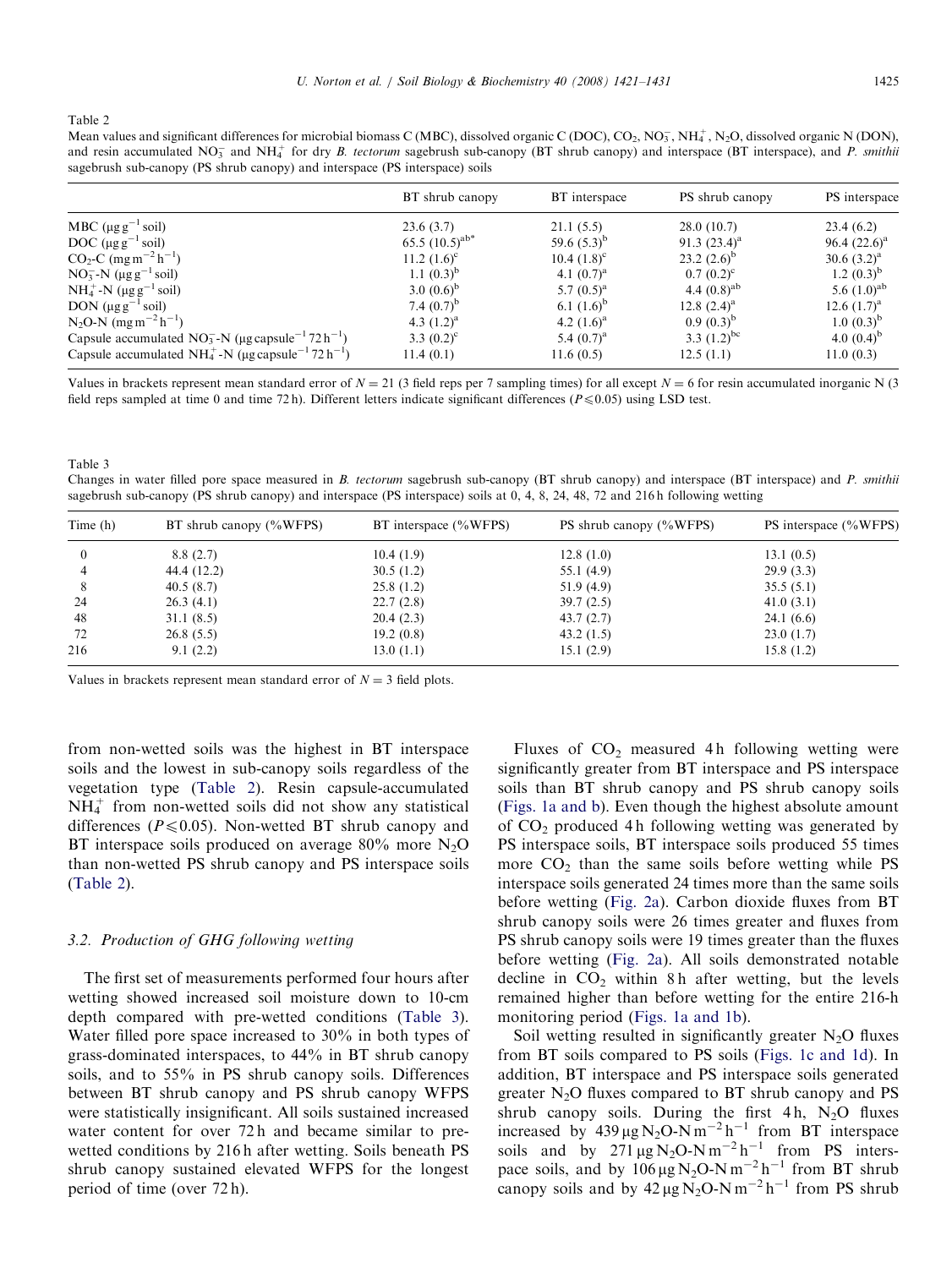Table 2
Mean values and significant differences for microbial biomass C (MBC), dissolved organic C (DOC), $CO_2$, $NO_3^-$, $NH_4^+$, $N_2O$, dissolved organic N (DON), and resin accumulated $NO_3^-$ and $NH_4^+$ for dry *B. tectorum* sagebrush sub-canopy (BT shrub canopy) and interspace (BT interspace), and *P. smithii* sagebrush sub-canopy (PS shrub canopy) and interspace (PS interspace) soils

| | BT shrub canopy | BT interspace | PS shrub canopy | PS interspace |
|---|---|---|---|---|
| MBC ($\mu g\, g^{-1}$ soil) | 23.6 (3.7) | 21.1 (5.5) | 28.0 (10.7) | 23.4 (6.2) |
| DOC ($\mu g\, g^{-1}$ soil) | 65.5 (10.5)$^{ab*}$ | 59.6 (5.3)$^{b}$ | 91.3 (23.4)$^{a}$ | 96.4 (22.6)$^{a}$ |
| $CO_2$-C ($mg\, m^{-2}\, h^{-1}$) | 11.2 (1.6)$^{c}$ | 10.4 (1.8)$^{c}$ | 23.2 (2.6)$^{b}$ | 30.6 (3.2)$^{a}$ |
| $NO_3^-$-N ($\mu g\, g^{-1}$ soil) | 1.1 (0.3)$^{b}$ | 4.1 (0.7)$^{a}$ | 0.7 (0.2)$^{c}$ | 1.2 (0.3)$^{b}$ |
| $NH_4^+$-N ($\mu g\, g^{-1}$ soil) | 3.0 (0.6)$^{b}$ | 5.7 (0.5)$^{a}$ | 4.4 (0.8)$^{ab}$ | 5.6 (1.0)$^{ab}$ |
| DON ($\mu g\, g^{-1}$ soil) | 7.4 (0.7)$^{b}$ | 6.1 (1.6)$^{b}$ | 12.8 (2.4)$^{a}$ | 12.6 (1.7)$^{a}$ |
| $N_2O$-N ($mg\, m^{-2}\, h^{-1}$) | 4.3 (1.2)$^{a}$ | 4.2 (1.6)$^{a}$ | 0.9 (0.3)$^{b}$ | 1.0 (0.3)$^{b}$ |
| Capsule accumulated $NO_3^-$-N ($\mu g\, capsule^{-1}\, 72\, h^{-1}$) | 3.3 (0.2)$^{c}$ | 5.4 (0.7)$^{a}$ | 3.3 (1.2)$^{bc}$ | 4.0 (0.4)$^{b}$ |
| Capsule accumulated $NH_4^+$-N ($\mu g\, capsule^{-1}\, 72\, h^{-1}$) | 11.4 (0.1) | 11.6 (0.5) | 12.5 (1.1) | 11.0 (0.3) |

Values in brackets represent mean standard error of $N = 21$ (3 field reps per 7 sampling times) for all except $N = 6$ for resin accumulated inorganic N (3 field reps sampled at time 0 and time 72 h). Different letters indicate significant differences ($P \leq 0.05$) using LSD test.

Table 3
Changes in water filled pore space measured in *B. tectorum* sagebrush sub-canopy (BT shrub canopy) and interspace (BT interspace) and *P. smithii* sagebrush sub-canopy (PS shrub canopy) and interspace (PS interspace) soils at 0, 4, 8, 24, 48, 72 and 216 h following wetting

| Time (h) | BT shrub canopy (%WFPS) | BT interspace (%WFPS) | PS shrub canopy (%WFPS) | PS interspace (%WFPS) |
|---|---|---|---|---|
| 0 | 8.8 (2.7) | 10.4 (1.9) | 12.8 (1.0) | 13.1 (0.5) |
| 4 | 44.4 (12.2) | 30.5 (1.2) | 55.1 (4.9) | 29.9 (3.3) |
| 8 | 40.5 (8.7) | 25.8 (1.2) | 51.9 (4.9) | 35.5 (5.1) |
| 24 | 26.3 (4.1) | 22.7 (2.8) | 39.7 (2.5) | 41.0 (3.1) |
| 48 | 31.1 (8.5) | 20.4 (2.3) | 43.7 (2.7) | 24.1 (6.6) |
| 72 | 26.8 (5.5) | 19.2 (0.8) | 43.2 (1.5) | 23.0 (1.7) |
| 216 | 9.1 (2.2) | 13.0 (1.1) | 15.1 (2.9) | 15.8 (1.2) |

Values in brackets represent mean standard error of $N = 3$ field plots.

from non-wetted soils was the highest in BT interspace soils and the lowest in sub-canopy soils regardless of the vegetation type (Table 2). Resin capsule-accumulated $NH_4^+$ from non-wetted soils did not show any statistical differences ($P \leq 0.05$). Non-wetted BT shrub canopy and BT interspace soils produced on average 80% more $N_2O$ than non-wetted PS shrub canopy and PS interspace soils (Table 2).

### 3.2. Production of GHG following wetting

The first set of measurements performed four hours after wetting showed increased soil moisture down to 10-cm depth compared with pre-wetted conditions (Table 3). Water filled pore space increased to 30% in both types of grass-dominated interspaces, to 44% in BT shrub canopy soils, and to 55% in PS shrub canopy soils. Differences between BT shrub canopy and PS shrub canopy WFPS were statistically insignificant. All soils sustained increased water content for over 72 h and became similar to pre-wetted conditions by 216 h after wetting. Soils beneath PS shrub canopy sustained elevated WFPS for the longest period of time (over 72 h).

Fluxes of $CO_2$ measured 4 h following wetting were significantly greater from BT interspace and PS interspace soils than BT shrub canopy and PS shrub canopy soils (Figs. 1a and b). Even though the highest absolute amount of $CO_2$ produced 4 h following wetting was generated by PS interspace soils, BT interspace soils produced 55 times more $CO_2$ than the same soils before wetting while PS interspace soils generated 24 times more than the same soils before wetting (Fig. 2a). Carbon dioxide fluxes from BT shrub canopy soils were 26 times greater and fluxes from PS shrub canopy soils were 19 times greater than the fluxes before wetting (Fig. 2a). All soils demonstrated notable decline in $CO_2$ within 8 h after wetting, but the levels remained higher than before wetting for the entire 216-h monitoring period (Figs. 1a and 1b).

Soil wetting resulted in significantly greater $N_2O$ fluxes from BT soils compared to PS soils (Figs. 1c and 1d). In addition, BT interspace and PS interspace soils generated greater $N_2O$ fluxes compared to BT shrub canopy and PS shrub canopy soils. During the first 4 h, $N_2O$ fluxes increased by 439 $\mu g\, N_2O$-N $m^{-2}\, h^{-1}$ from BT interspace soils and by 271 $\mu g\, N_2O$-N $m^{-2}\, h^{-1}$ from PS interspace soils, and by 106 $\mu g\, N_2O$-N $m^{-2}\, h^{-1}$ from BT shrub canopy soils and by 42 $\mu g\, N_2O$-N $m^{-2}\, h^{-1}$ from PS shrub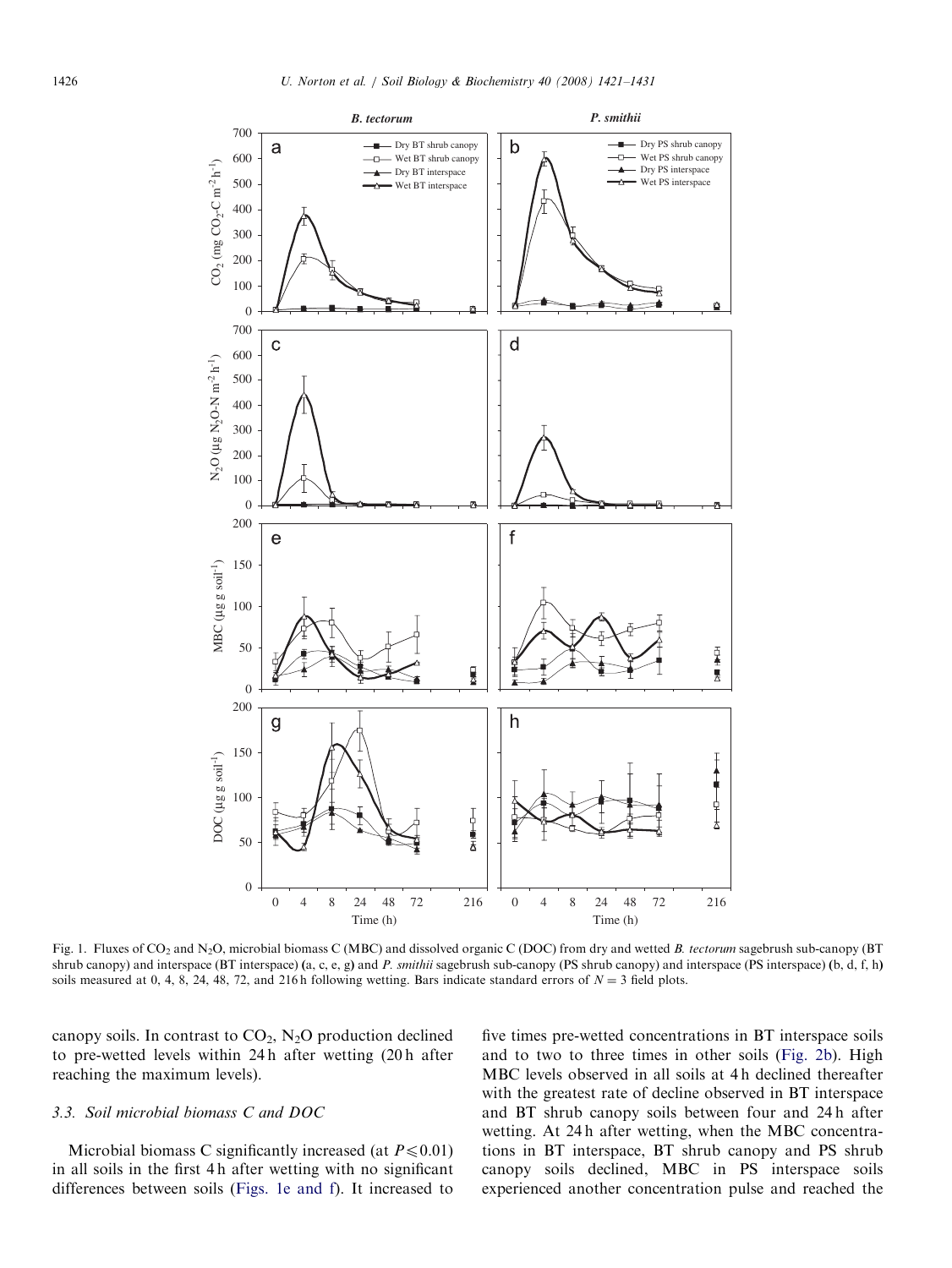Fig. 1. Fluxes of $CO_2$ and $N_2O$, microbial biomass C (MBC) and dissolved organic C (DOC) from dry and wetted *B. tectorum* sagebrush sub-canopy (BT shrub canopy) and interspace (BT interspace) **(**a, c, e, g**)** and *P. smithii* sagebrush sub-canopy (PS shrub canopy) and interspace (PS interspace) **(**b, d, f, h**)** soils measured at 0, 4, 8, 24, 48, 72, and 216 h following wetting. Bars indicate standard errors of $N = 3$ field plots.

canopy soils. In contrast to $CO_2$, $N_2O$ production declined to pre-wetted levels within 24 h after wetting (20 h after reaching the maximum levels).

### 3.3. Soil microbial biomass C and DOC

Microbial biomass C significantly increased (at $P \leqslant 0.01$) in all soils in the first 4 h after wetting with no significant differences between soils (Figs. 1e and f). It increased to five times pre-wetted concentrations in BT interspace soils and to two to three times in other soils (Fig. 2b). High MBC levels observed in all soils at 4 h declined thereafter with the greatest rate of decline observed in BT interspace and BT shrub canopy soils between four and 24 h after wetting. At 24 h after wetting, when the MBC concentrations in BT interspace, BT shrub canopy and PS shrub canopy soils declined, MBC in PS interspace soils experienced another concentration pulse and reached the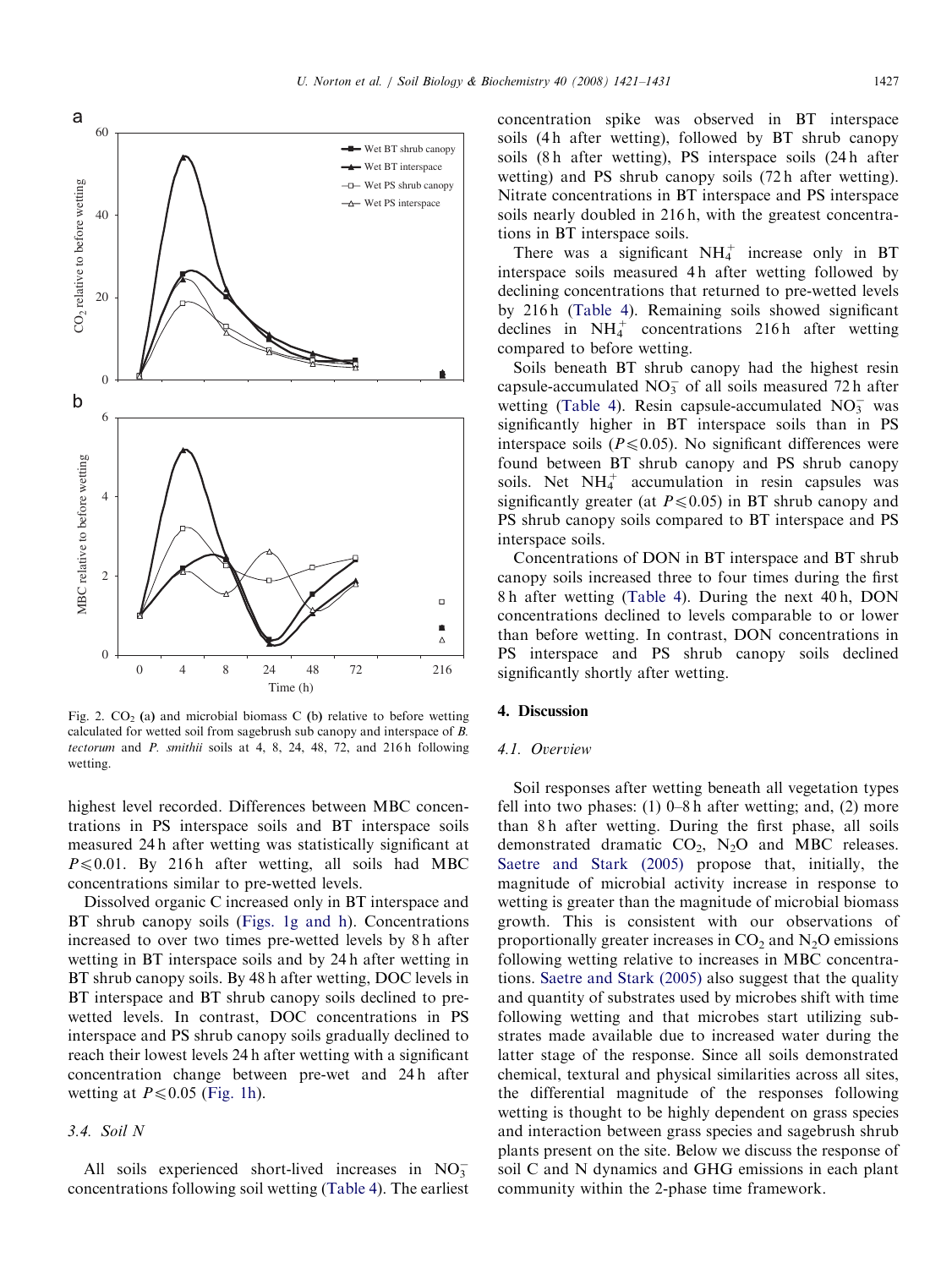Fig. 2. $CO_2$ (a) and microbial biomass C (b) relative to before wetting calculated for wetted soil from sagebrush sub canopy and interspace of *B. tectorum* and *P. smithii* soils at 4, 8, 24, 48, 72, and 216 h following wetting.

highest level recorded. Differences between MBC concentrations in PS interspace soils and BT interspace soils measured 24 h after wetting was statistically significant at $P \leq 0.01$. By 216 h after wetting, all soils had MBC concentrations similar to pre-wetted levels.

Dissolved organic C increased only in BT interspace and BT shrub canopy soils (Figs. 1g and h). Concentrations increased to over two times pre-wetted levels by 8 h after wetting in BT interspace soils and by 24 h after wetting in BT shrub canopy soils. By 48 h after wetting, DOC levels in BT interspace and BT shrub canopy soils declined to pre-wetted levels. In contrast, DOC concentrations in PS interspace and PS shrub canopy soils gradually declined to reach their lowest levels 24 h after wetting with a significant concentration change between pre-wet and 24 h after wetting at $P \leq 0.05$ (Fig. 1h).

### 3.4. Soil N

All soils experienced short-lived increases in $NO_3^-$ concentrations following soil wetting (Table 4). The earliest concentration spike was observed in BT interspace soils (4 h after wetting), followed by BT shrub canopy soils (8 h after wetting), PS interspace soils (24 h after wetting) and PS shrub canopy soils (72 h after wetting). Nitrate concentrations in BT interspace and PS interspace soils nearly doubled in 216 h, with the greatest concentrations in BT interspace soils.

There was a significant $NH_4^+$ increase only in BT interspace soils measured 4 h after wetting followed by declining concentrations that returned to pre-wetted levels by 216 h (Table 4). Remaining soils showed significant declines in $NH_4^+$ concentrations 216 h after wetting compared to before wetting.

Soils beneath BT shrub canopy had the highest resin capsule-accumulated $NO_3^-$ of all soils measured 72 h after wetting (Table 4). Resin capsule-accumulated $NO_3^-$ was significantly higher in BT interspace soils than in PS interspace soils ($P \leq 0.05$). No significant differences were found between BT shrub canopy and PS shrub canopy soils. Net $NH_4^+$ accumulation in resin capsules was significantly greater (at $P \leq 0.05$) in BT shrub canopy and PS shrub canopy soils compared to BT interspace and PS interspace soils.

Concentrations of DON in BT interspace and BT shrub canopy soils increased three to four times during the first 8 h after wetting (Table 4). During the next 40 h, DON concentrations declined to levels comparable to or lower than before wetting. In contrast, DON concentrations in PS interspace and PS shrub canopy soils declined significantly shortly after wetting.

## 4. Discussion

### 4.1. Overview

Soil responses after wetting beneath all vegetation types fell into two phases: (1) 0–8 h after wetting; and, (2) more than 8 h after wetting. During the first phase, all soils demonstrated dramatic $CO_2$, $N_2O$ and MBC releases. Saetre and Stark (2005) propose that, initially, the magnitude of microbial activity increase in response to wetting is greater than the magnitude of microbial biomass growth. This is consistent with our observations of proportionally greater increases in $CO_2$ and $N_2O$ emissions following wetting relative to increases in MBC concentrations. Saetre and Stark (2005) also suggest that the quality and quantity of substrates used by microbes shift with time following wetting and that microbes start utilizing substrates made available due to increased water during the latter stage of the response. Since all soils demonstrated chemical, textural and physical similarities across all sites, the differential magnitude of the responses following wetting is thought to be highly dependent on grass species and interaction between grass species and sagebrush shrub plants present on the site. Below we discuss the response of soil C and N dynamics and GHG emissions in each plant community within the 2-phase time framework.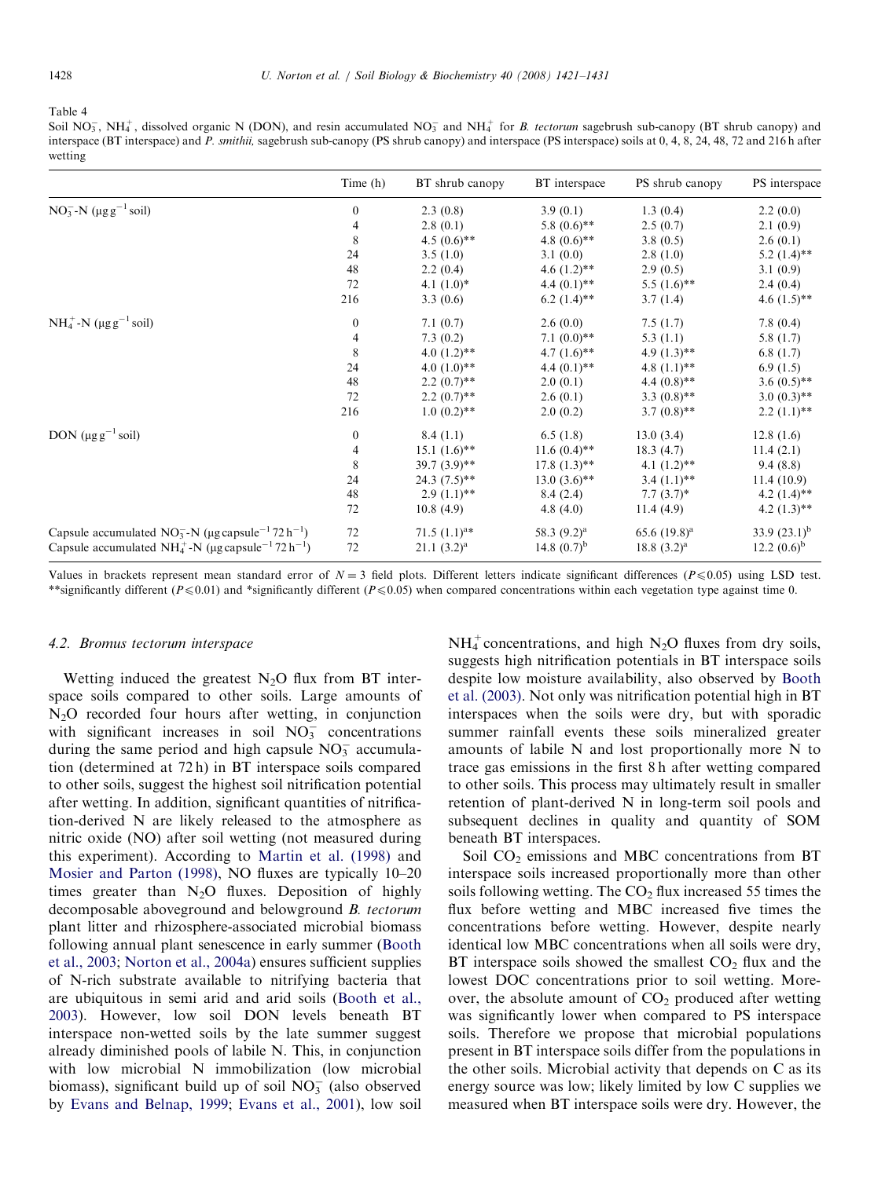Table 4
Soil $NO_3^-$, $NH_4^+$, dissolved organic N (DON), and resin accumulated $NO_3^-$ and $NH_4^+$ for *B. tectorum* sagebrush sub-canopy (BT shrub canopy) and interspace (BT interspace) and *P. smithii,* sagebrush sub-canopy (PS shrub canopy) and interspace (PS interspace) soils at 0, 4, 8, 24, 48, 72 and 216 h after wetting

| | Time (h) | BT shrub canopy | BT interspace | PS shrub canopy | PS interspace |
|---|---|---|---|---|---|
| $NO_3^-$-N ($\mu g\,g^{-1}$ soil) | 0 | 2.3 (0.8) | 3.9 (0.1) | 1.3 (0.4) | 2.2 (0.0) |
| | 4 | 2.8 (0.1) | 5.8 (0.6)** | 2.5 (0.7) | 2.1 (0.9) |
| | 8 | 4.5 (0.6)** | 4.8 (0.6)** | 3.8 (0.5) | 2.6 (0.1) |
| | 24 | 3.5 (1.0) | 3.1 (0.0) | 2.8 (1.0) | 5.2 (1.4)** |
| | 48 | 2.2 (0.4) | 4.6 (1.2)** | 2.9 (0.5) | 3.1 (0.9) |
| | 72 | 4.1 (1.0)* | 4.4 (0.1)** | 5.5 (1.6)** | 2.4 (0.4) |
| | 216 | 3.3 (0.6) | 6.2 (1.4)** | 3.7 (1.4) | 4.6 (1.5)** |
| $NH_4^+$-N ($\mu g\,g^{-1}$ soil) | 0 | 7.1 (0.7) | 2.6 (0.0) | 7.5 (1.7) | 7.8 (0.4) |
| | 4 | 7.3 (0.2) | 7.1 (0.0)** | 5.3 (1.1) | 5.8 (1.7) |
| | 8 | 4.0 (1.2)** | 4.7 (1.6)** | 4.9 (1.3)** | 6.8 (1.7) |
| | 24 | 4.0 (1.0)** | 4.4 (0.1)** | 4.8 (1.1)** | 6.9 (1.5) |
| | 48 | 2.2 (0.7)** | 2.0 (0.1) | 4.4 (0.8)** | 3.6 (0.5)** |
| | 72 | 2.2 (0.7)** | 2.6 (0.1) | 3.3 (0.8)** | 3.0 (0.3)** |
| | 216 | 1.0 (0.2)** | 2.0 (0.2) | 3.7 (0.8)** | 2.2 (1.1)** |
| DON ($\mu g\,g^{-1}$ soil) | 0 | 8.4 (1.1) | 6.5 (1.8) | 13.0 (3.4) | 12.8 (1.6) |
| | 4 | 15.1 (1.6)** | 11.6 (0.4)** | 18.3 (4.7) | 11.4 (2.1) |
| | 8 | 39.7 (3.9)** | 17.8 (1.3)** | 4.1 (1.2)** | 9.4 (8.8) |
| | 24 | 24.3 (7.5)** | 13.0 (3.6)** | 3.4 (1.1)** | 11.4 (10.9) |
| | 48 | 2.9 (1.1)** | 8.4 (2.4) | 7.7 (3.7)* | 4.2 (1.4)** |
| | 72 | 10.8 (4.9) | 4.8 (4.0) | 11.4 (4.9) | 4.2 (1.3)** |
| Capsule accumulated $NO_3^-$-N ($\mu g$ capsule$^{-1}$ 72 h$^{-1}$) | 72 | 71.5 (1.1)[a]* | 58.3 (9.2)[a] | 65.6 (19.8)[a] | 33.9 (23.1)[b] |
| Capsule accumulated $NH_4^+$-N ($\mu g$ capsule$^{-1}$ 72 h$^{-1}$) | 72 | 21.1 (3.2)[a] | 14.8 (0.7)[b] | 18.8 (3.2)[a] | 12.2 (0.6)[b] |

Values in brackets represent mean standard error of $N = 3$ field plots. Different letters indicate significant differences ($P \leqslant 0.05$) using LSD test. **significantly different ($P \leqslant 0.01$) and *significantly different ($P \leqslant 0.05$) when compared concentrations within each vegetation type against time 0.

### 4.2. *Bromus tectorum* interspace

Wetting induced the greatest $N_2O$ flux from BT interspace soils compared to other soils. Large amounts of $N_2O$ recorded four hours after wetting, in conjunction with significant increases in soil $NO_3^-$ concentrations during the same period and high capsule $NO_3^-$ accumulation (determined at 72 h) in BT interspace soils compared to other soils, suggest the highest soil nitrification potential after wetting. In addition, significant quantities of nitrification-derived N are likely released to the atmosphere as nitric oxide (NO) after soil wetting (not measured during this experiment). According to Martin et al. (1998) and Mosier and Parton (1998), NO fluxes are typically 10–20 times greater than $N_2O$ fluxes. Deposition of highly decomposable aboveground and belowground *B. tectorum* plant litter and rhizosphere-associated microbial biomass following annual plant senescence in early summer (Booth et al., 2003; Norton et al., 2004a) ensures sufficient supplies of N-rich substrate available to nitrifying bacteria that are ubiquitous in semi arid and arid soils (Booth et al., 2003). However, low soil DON levels beneath BT interspace non-wetted soils by the late summer suggest already diminished pools of labile N. This, in conjunction with low microbial N immobilization (low microbial biomass), significant build up of soil $NO_3^-$ (also observed by Evans and Belnap, 1999; Evans et al., 2001), low soil $NH_4^+$ concentrations, and high $N_2O$ fluxes from dry soils, suggests high nitrification potentials in BT interspace soils despite low moisture availability, also observed by Booth et al. (2003). Not only was nitrification potential high in BT interspaces when the soils were dry, but with sporadic summer rainfall events these soils mineralized greater amounts of labile N and lost proportionally more N to trace gas emissions in the first 8 h after wetting compared to other soils. This process may ultimately result in smaller retention of plant-derived N in long-term soil pools and subsequent declines in quality and quantity of SOM beneath BT interspaces.

Soil $CO_2$ emissions and MBC concentrations from BT interspace soils increased proportionally more than other soils following wetting. The $CO_2$ flux increased 55 times the flux before wetting and MBC increased five times the concentrations before wetting. However, despite nearly identical low MBC concentrations when all soils were dry, BT interspace soils showed the smallest $CO_2$ flux and the lowest DOC concentrations prior to soil wetting. Moreover, the absolute amount of $CO_2$ produced after wetting was significantly lower when compared to PS interspace soils. Therefore we propose that microbial populations present in BT interspace soils differ from the populations in the other soils. Microbial activity that depends on C as its energy source was low; likely limited by low C supplies we measured when BT interspace soils were dry. However, the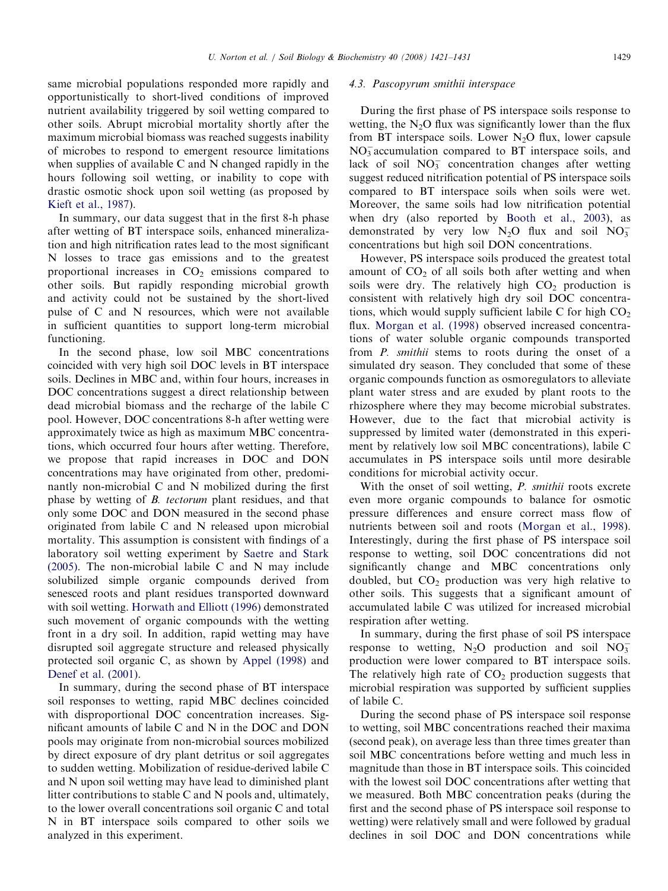same microbial populations responded more rapidly and opportunistically to short-lived conditions of improved nutrient availability triggered by soil wetting compared to other soils. Abrupt microbial mortality shortly after the maximum microbial biomass was reached suggests inability of microbes to respond to emergent resource limitations when supplies of available C and N changed rapidly in the hours following soil wetting, or inability to cope with drastic osmotic shock upon soil wetting (as proposed by Kieft et al., 1987).

In summary, our data suggest that in the first 8-h phase after wetting of BT interspace soils, enhanced mineralization and high nitrification rates lead to the most significant N losses to trace gas emissions and to the greatest proportional increases in $CO_2$ emissions compared to other soils. But rapidly responding microbial growth and activity could not be sustained by the short-lived pulse of C and N resources, which were not available in sufficient quantities to support long-term microbial functioning.

In the second phase, low soil MBC concentrations coincided with very high soil DOC levels in BT interspace soils. Declines in MBC and, within four hours, increases in DOC concentrations suggest a direct relationship between dead microbial biomass and the recharge of the labile C pool. However, DOC concentrations 8-h after wetting were approximately twice as high as maximum MBC concentrations, which occurred four hours after wetting. Therefore, we propose that rapid increases in DOC and DON concentrations may have originated from other, predominantly non-microbial C and N mobilized during the first phase by wetting of *B. tectorum* plant residues, and that only some DOC and DON measured in the second phase originated from labile C and N released upon microbial mortality. This assumption is consistent with findings of a laboratory soil wetting experiment by Saetre and Stark (2005). The non-microbial labile C and N may include solubilized simple organic compounds derived from senesced roots and plant residues transported downward with soil wetting. Horwath and Elliott (1996) demonstrated such movement of organic compounds with the wetting front in a dry soil. In addition, rapid wetting may have disrupted soil aggregate structure and released physically protected soil organic C, as shown by Appel (1998) and Denef et al. (2001).

In summary, during the second phase of BT interspace soil responses to wetting, rapid MBC declines coincided with disproportional DOC concentration increases. Significant amounts of labile C and N in the DOC and DON pools may originate from non-microbial sources mobilized by direct exposure of dry plant detritus or soil aggregates to sudden wetting. Mobilization of residue-derived labile C and N upon soil wetting may have lead to diminished plant litter contributions to stable C and N pools and, ultimately, to the lower overall concentrations soil organic C and total N in BT interspace soils compared to other soils we analyzed in this experiment.

### 4.3. *Pascopyrum smithii* interspace

During the first phase of PS interspace soils response to wetting, the $N_2O$ flux was significantly lower than the flux from BT interspace soils. Lower $N_2O$ flux, lower capsule $NO_3^-$ accumulation compared to BT interspace soils, and lack of soil $NO_3^-$ concentration changes after wetting suggest reduced nitrification potential of PS interspace soils compared to BT interspace soils when soils were wet. Moreover, the same soils had low nitrification potential when dry (also reported by Booth et al., 2003), as demonstrated by very low $N_2O$ flux and soil $NO_3^-$ concentrations but high soil DON concentrations.

However, PS interspace soils produced the greatest total amount of $CO_2$ of all soils both after wetting and when soils were dry. The relatively high $CO_2$ production is consistent with relatively high dry soil DOC concentrations, which would supply sufficient labile C for high $CO_2$ flux. Morgan et al. (1998) observed increased concentrations of water soluble organic compounds transported from *P. smithii* stems to roots during the onset of a simulated dry season. They concluded that some of these organic compounds function as osmoregulators to alleviate plant water stress and are exuded by plant roots to the rhizosphere where they may become microbial substrates. However, due to the fact that microbial activity is suppressed by limited water (demonstrated in this experiment by relatively low soil MBC concentrations), labile C accumulates in PS interspace soils until more desirable conditions for microbial activity occur.

With the onset of soil wetting, *P. smithii* roots excrete even more organic compounds to balance for osmotic pressure differences and ensure correct mass flow of nutrients between soil and roots (Morgan et al., 1998). Interestingly, during the first phase of PS interspace soil response to wetting, soil DOC concentrations did not significantly change and MBC concentrations only doubled, but $CO_2$ production was very high relative to other soils. This suggests that a significant amount of accumulated labile C was utilized for increased microbial respiration after wetting.

In summary, during the first phase of soil PS interspace response to wetting, $N_2O$ production and soil $NO_3^-$ production were lower compared to BT interspace soils. The relatively high rate of $CO_2$ production suggests that microbial respiration was supported by sufficient supplies of labile C.

During the second phase of PS interspace soil response to wetting, soil MBC concentrations reached their maxima (second peak), on average less than three times greater than soil MBC concentrations before wetting and much less in magnitude than those in BT interspace soils. This coincided with the lowest soil DOC concentrations after wetting that we measured. Both MBC concentration peaks (during the first and the second phase of PS interspace soil response to wetting) were relatively small and were followed by gradual declines in soil DOC and DON concentrations while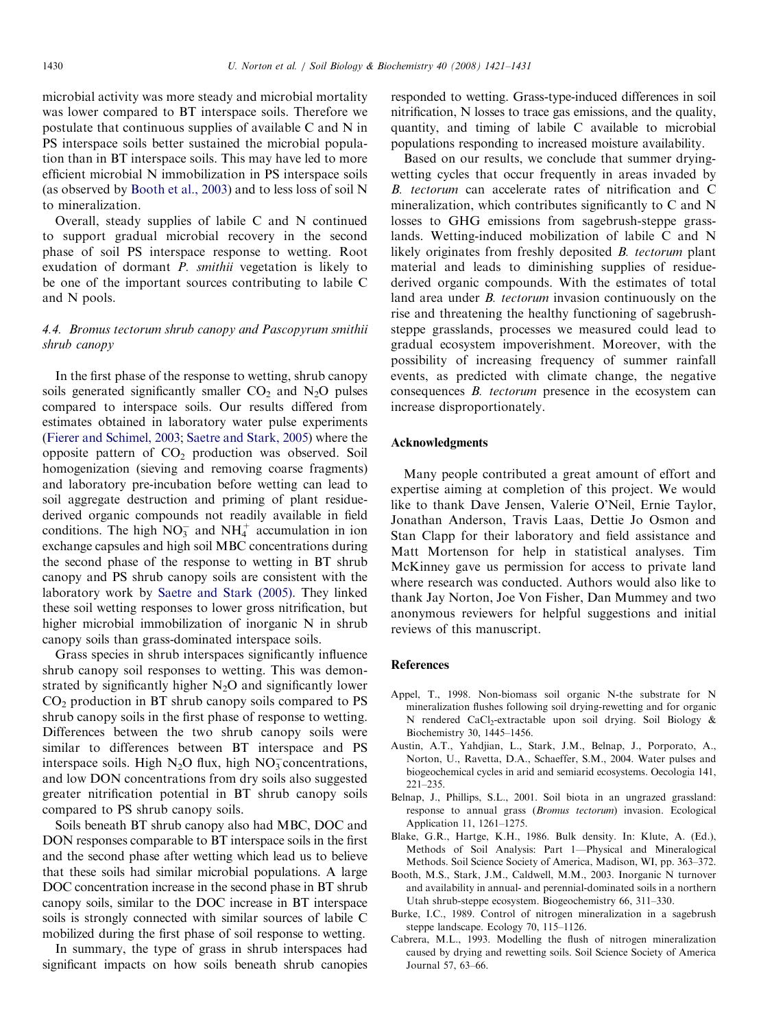microbial activity was more steady and microbial mortality was lower compared to BT interspace soils. Therefore we postulate that continuous supplies of available C and N in PS interspace soils better sustained the microbial population than in BT interspace soils. This may have led to more efficient microbial N immobilization in PS interspace soils (as observed by Booth et al., 2003) and to less loss of soil N to mineralization.

Overall, steady supplies of labile C and N continued to support gradual microbial recovery in the second phase of soil PS interspace response to wetting. Root exudation of dormant *P. smithii* vegetation is likely to be one of the important sources contributing to labile C and N pools.

### 4.4. *Bromus tectorum* shrub canopy and *Pascopyrum smithii* shrub canopy

In the first phase of the response to wetting, shrub canopy soils generated significantly smaller $CO_2$ and $N_2O$ pulses compared to interspace soils. Our results differed from estimates obtained in laboratory water pulse experiments (Fierer and Schimel, 2003; Saetre and Stark, 2005) where the opposite pattern of $CO_2$ production was observed. Soil homogenization (sieving and removing coarse fragments) and laboratory pre-incubation before wetting can lead to soil aggregate destruction and priming of plant residue-derived organic compounds not readily available in field conditions. The high $NO_3^-$ and $NH_4^+$ accumulation in ion exchange capsules and high soil MBC concentrations during the second phase of the response to wetting in BT shrub canopy and PS shrub canopy soils are consistent with the laboratory work by Saetre and Stark (2005). They linked these soil wetting responses to lower gross nitrification, but higher microbial immobilization of inorganic N in shrub canopy soils than grass-dominated interspace soils.

Grass species in shrub interspaces significantly influence shrub canopy soil responses to wetting. This was demonstrated by significantly higher $N_2O$ and significantly lower $CO_2$ production in BT shrub canopy soils compared to PS shrub canopy soils in the first phase of response to wetting. Differences between the two shrub canopy soils were similar to differences between BT interspace and PS interspace soils. High $N_2O$ flux, high $NO_3^-$ concentrations, and low DON concentrations from dry soils also suggested greater nitrification potential in BT shrub canopy soils compared to PS shrub canopy soils.

Soils beneath BT shrub canopy also had MBC, DOC and DON responses comparable to BT interspace soils in the first and the second phase after wetting which lead us to believe that these soils had similar microbial populations. A large DOC concentration increase in the second phase in BT shrub canopy soils, similar to the DOC increase in BT interspace soils is strongly connected with similar sources of labile C mobilized during the first phase of soil response to wetting.

In summary, the type of grass in shrub interspaces had significant impacts on how soils beneath shrub canopies responded to wetting. Grass-type-induced differences in soil nitrification, N losses to trace gas emissions, and the quality, quantity, and timing of labile C available to microbial populations responding to increased moisture availability.

Based on our results, we conclude that summer drying-wetting cycles that occur frequently in areas invaded by *B. tectorum* can accelerate rates of nitrification and C mineralization, which contributes significantly to C and N losses to GHG emissions from sagebrush-steppe grasslands. Wetting-induced mobilization of labile C and N likely originates from freshly deposited *B. tectorum* plant material and leads to diminishing supplies of residue-derived organic compounds. With the estimates of total land area under *B. tectorum* invasion continuously on the rise and threatening the healthy functioning of sagebrush-steppe grasslands, processes we measured could lead to gradual ecosystem impoverishment. Moreover, with the possibility of increasing frequency of summer rainfall events, as predicted with climate change, the negative consequences *B. tectorum* presence in the ecosystem can increase disproportionately.

## Acknowledgments

Many people contributed a great amount of effort and expertise aiming at completion of this project. We would like to thank Dave Jensen, Valerie O'Neil, Ernie Taylor, Jonathan Anderson, Travis Laas, Dettie Jo Osmon and Stan Clapp for their laboratory and field assistance and Matt Mortenson for help in statistical analyses. Tim McKinney gave us permission for access to private land where research was conducted. Authors would also like to thank Jay Norton, Joe Von Fisher, Dan Mummey and two anonymous reviewers for helpful suggestions and initial reviews of this manuscript.

## References

Appel, T., 1998. Non-biomass soil organic N-the substrate for N mineralization flushes following soil drying-rewetting and for organic N rendered $CaCl_2$-extractable upon soil drying. Soil Biology & Biochemistry 30, 1445–1456.

Austin, A.T., Yahdjian, L., Stark, J.M., Belnap, J., Porporato, A., Norton, U., Ravetta, D.A., Schaeffer, S.M., 2004. Water pulses and biogeochemical cycles in arid and semiarid ecosystems. Oecologia 141, 221–235.

Belnap, J., Phillips, S.L., 2001. Soil biota in an ungrazed grassland: response to annual grass (*Bromus tectorum*) invasion. Ecological Application 11, 1261–1275.

Blake, G.R., Hartge, K.H., 1986. Bulk density. In: Klute, A. (Ed.), Methods of Soil Analysis: Part 1—Physical and Mineralogical Methods. Soil Science Society of America, Madison, WI, pp. 363–372.

Booth, M.S., Stark, J.M., Caldwell, M.M., 2003. Inorganic N turnover and availability in annual- and perennial-dominated soils in a northern Utah shrub-steppe ecosystem. Biogeochemistry 66, 311–330.

Burke, I.C., 1989. Control of nitrogen mineralization in a sagebrush steppe landscape. Ecology 70, 115–1126.

Cabrera, M.L., 1993. Modelling the flush of nitrogen mineralization caused by drying and rewetting soils. Soil Science Society of America Journal 57, 63–66.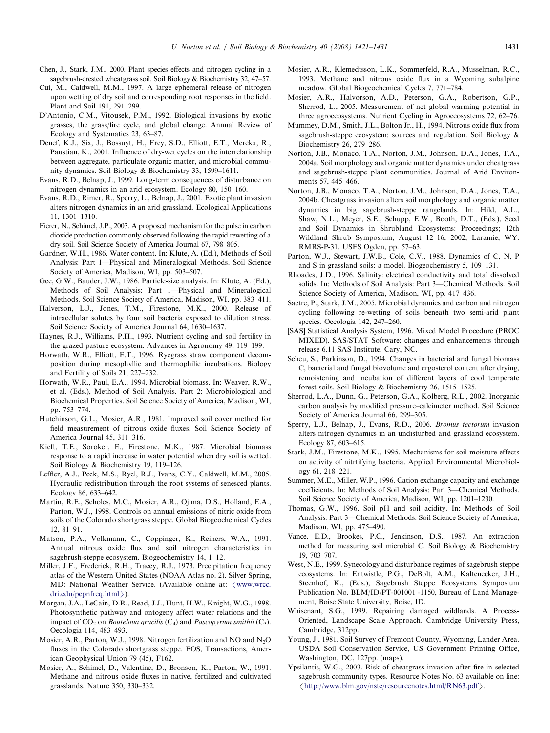Chen, J., Stark, J.M., 2000. Plant species effects and nitrogen cycling in a sagebrush-crested wheatgrass soil. Soil Biology & Biochemistry 32, 47–57.

Cui, M., Caldwell, M.M., 1997. A large ephemeral release of nitrogen upon wetting of dry soil and corresponding root responses in the field. Plant and Soil 191, 291–299.

D'Antonio, C.M., Vitousek, P.M., 1992. Biological invasions by exotic grasses, the grass/fire cycle, and global change. Annual Review of Ecology and Systematics 23, 63–87.

Denef, K.J., Six, J., Bossuyt, H., Frey, S.D., Elliott, E.T., Merckx, R., Paustian, K., 2001. Influence of dry-wet cycles on the interrelationship between aggregate, particulate organic matter, and microbial community dynamics. Soil Biology & Biochemistry 33, 1599–1611.

Evans, R.D., Belnap, J., 1999. Long-term consequences of disturbance on nitrogen dynamics in an arid ecosystem. Ecology 80, 150–160.

Evans, R.D., Rimer, R., Sperry, L., Belnap, J., 2001. Exotic plant invasion alters nitrogen dynamics in an arid grassland. Ecological Applications 11, 1301–1310.

Fierer, N., Schimel, J.P., 2003. A proposed mechanism for the pulse in carbon dioxide production commonly observed following the rapid rewetting of a dry soil. Soil Science Society of America Journal 67, 798–805.

Gardner, W.H., 1986. Water content. In: Klute, A. (Ed.), Methods of Soil Analysis: Part 1—Physical and Mineralogical Methods. Soil Science Society of America, Madison, WI, pp. 503–507.

Gee, G.W., Bauder, J.W., 1986. Particle-size analysis. In: Klute, A. (Ed.), Methods of Soil Analysis: Part 1—Physical and Mineralogical Methods. Soil Science Society of America, Madison, WI, pp. 383–411.

Halverson, L.J., Jones, T.M., Firestone, M.K., 2000. Release of intracellular solutes by four soil bacteria exposed to dilution stress. Soil Science Society of America Journal 64, 1630–1637.

Haynes, R.J., Williams, P.H., 1993. Nutrient cycling and soil fertility in the grazed pasture ecosystem. Advances in Agronomy 49, 119–199.

Horwath, W.R., Elliott, E.T., 1996. Ryegrass straw component decomposition during mesophyllic and thermophilic incubations. Biology and Fertility of Soils 21, 227–232.

Horwath, W.R., Paul, E.A., 1994. Microbial biomass. In: Weaver, R.W., et al. (Eds.), Method of Soil Analysis. Part 2: Microbiological and Biochemical Properties. Soil Science Society of America, Madison, WI, pp. 753–774.

Hutchinson, G.L., Mosier, A.R., 1981. Improved soil cover method for field measurement of nitrous oxide fluxes. Soil Science Society of America Journal 45, 311–316.

Kieft, T.E., Soroker, E., Firestone, M.K., 1987. Microbial biomass response to a rapid increase in water potential when dry soil is wetted. Soil Biology & Biochemistry 19, 119–126.

Leffler, A.J., Peek, M.S., Ryel, R.J., Ivans, C.Y., Caldwell, M.M., 2005. Hydraulic redistribution through the root systems of senesced plants. Ecology 86, 633–642.

Martin, R.E., Scholes, M.C., Mosier, A.R., Ojima, D.S., Holland, E.A., Parton, W.J., 1998. Controls on annual emissions of nitric oxide from soils of the Colorado shortgrass steppe. Global Biogeochemical Cycles 12, 81–91.

Matson, P.A., Volkmann, C., Coppinger, K., Reiners, W.A., 1991. Annual nitrous oxide flux and soil nitrogen characteristics in sagebrush-steppe ecosystem. Biogeochemistry 14, 1–12.

Miller, J.F., Frederick, R.H., Tracey, R.J., 1973. Precipitation frequency atlas of the Western United States (NOAA Atlas no. 2). Silver Spring, MD: National Weather Service. (Available online at: ⟨www.wrcc.dri.edu/pcpnfreq.html⟩).

Morgan, J.A., LeCain, D.R., Read, J.J., Hunt, H.W., Knight, W.G., 1998. Photosynthetic pathway and ontogeny affect water relations and the impact of $CO_2$ on *Bouteloua gracilis* ($C_4$) and *Pascopyrum smithii* ($C_3$). Oecologia 114, 483–493.

Mosier, A.R., Parton, W.J., 1998. Nitrogen fertilization and NO and $N_2O$ fluxes in the Colorado shortgrass steppe. EOS, Transactions, American Geophysical Union 79 (45), F162.

Mosier, A., Schimel, D., Valentine, D., Bronson, K., Parton, W., 1991. Methane and nitrous oxide fluxes in native, fertilized and cultivated grasslands. Nature 350, 330–332.

Mosier, A.R., Klemedtsson, L.K., Sommerfeld, R.A., Musselman, R.C., 1993. Methane and nitrous oxide flux in a Wyoming subalpine meadow. Global Biogeochemical Cycles 7, 771–784.

Mosier, A.R., Halvorson, A.D., Peterson, G.A., Robertson, G.P., Sherrod, L., 2005. Measurement of net global warming potential in three agroecosystems. Nutrient Cycling in Agroecosystems 72, 62–76.

Mummey, D.M., Smith, J.L., Bolton Jr., H., 1994. Nitrous oxide flux from sagebrush-steppe ecosystem: sources and regulation. Soil Biology & Biochemistry 26, 279–286.

Norton, J.B., Monaco, T.A., Norton, J.M., Johnson, D.A., Jones, T.A., 2004a. Soil morphology and organic matter dynamics under cheatgrass and sagebrush-steppe plant communities. Journal of Arid Environments 57, 445–466.

Norton, J.B., Monaco, T.A., Norton, J.M., Johnson, D.A., Jones, T.A., 2004b. Cheatgrass invasion alters soil morphology and organic matter dynamics in big sagebrush-steppe rangelands. In: Hild, A.L., Shaw, N.L., Meyer, S.E., Schupp, E.W., Booth, D.T., (Eds.), Seed and Soil Dynamics in Shrubland Ecosystems: Proceedings; 12th Wildland Shrub Symposium, August 12–16, 2002, Laramie, WY. RMRS-P-31. USFS Ogden, pp. 57–63.

Parton, W.J., Stewart, J.W.B., Cole, C.V., 1988. Dynamics of C, N, P and S in grassland soils: a model. Biogeochemistry 5, 109–131.

Rhoades, J.D., 1996. Salinity: electrical conductivity and total dissolved solids. In: Methods of Soil Analysis: Part 3—Chemical Methods. Soil Science Society of America, Madison, WI, pp. 417–436.

Saetre, P., Stark, J.M., 2005. Microbial dynamics and carbon and nitrogen cycling following re-wetting of soils beneath two semi-arid plant species. Oecologia 142, 247–260.

[SAS] Statistical Analysis System, 1996. Mixed Model Procedure (PROC MIXED). SAS/STAT Software: changes and enhancements through release 6.11 SAS Institute, Cary, NC.

Scheu, S., Parkinson, D., 1994. Changes in bacterial and fungal biomass C, bacterial and fungal biovolume and ergosterol content after drying, remoistening and incubation of different layers of cool temperate forest soils. Soil Biology & Biochemistry 26, 1515–1525.

Sherrod, L.A., Dunn, G., Peterson, G.A., Kolberg, R.L., 2002. Inorganic carbon analysis by modified pressure–calcimeter method. Soil Science Society of America Journal 66, 299–305.

Sperry, L.J., Belnap, J., Evans, R.D., 2006. *Bromus tectorum* invasion alters nitrogen dynamics in an undisturbed arid grassland ecosystem. Ecology 87, 603–615.

Stark, J.M., Firestone, M.K., 1995. Mechanisms for soil moisture effects on activity of nitrtifying bacteria. Applied Environmental Microbiology 61, 218–221.

Summer, M.E., Miller, W.P., 1996. Cation exchange capacity and exchange coefficients. In: Methods of Soil Analysis: Part 3—Chemical Methods. Soil Science Society of America, Madison, WI, pp. 1201–1230.

Thomas, G.W., 1996. Soil pH and soil acidity. In: Methods of Soil Analysis: Part 3—Chemical Methods. Soil Science Society of America, Madison, WI, pp. 475–490.

Vance, E.D., Brookes, P.C., Jenkinson, D.S., 1987. An extraction method for measuring soil microbial C. Soil Biology & Biochemistry 19, 703–707.

West, N.E., 1999. Synecology and disturbance regimes of sagebrush steppe ecosystems. In: Entwistle, P.G., DeBolt, A.M., Kaltenecker, J.H., Steenhof, K., (Eds.), Sagebrush Steppe Ecosystems Symposium Publication No. BLM/ID/PT-001001 -1150, Bureau of Land Management, Boise State University, Boise, ID.

Whisenant, S.G., 1999. Repairing damaged wildlands. A Process-Oriented, Landscape Scale Approach. Cambridge University Press, Cambridge, 312pp.

Young, J., 1981. Soil Survey of Fremont County, Wyoming, Lander Area. USDA Soil Conservation Service, US Government Printing Office, Washington, DC, 127pp. (maps).

Ypsilantis, W.G., 2003. Risk of cheatgrass invasion after fire in selected sagebrush community types. Resource Notes No. 63 available on line: ⟨http://www.blm.gov/nstc/resourcenotes.html/RN63.pdf⟩.